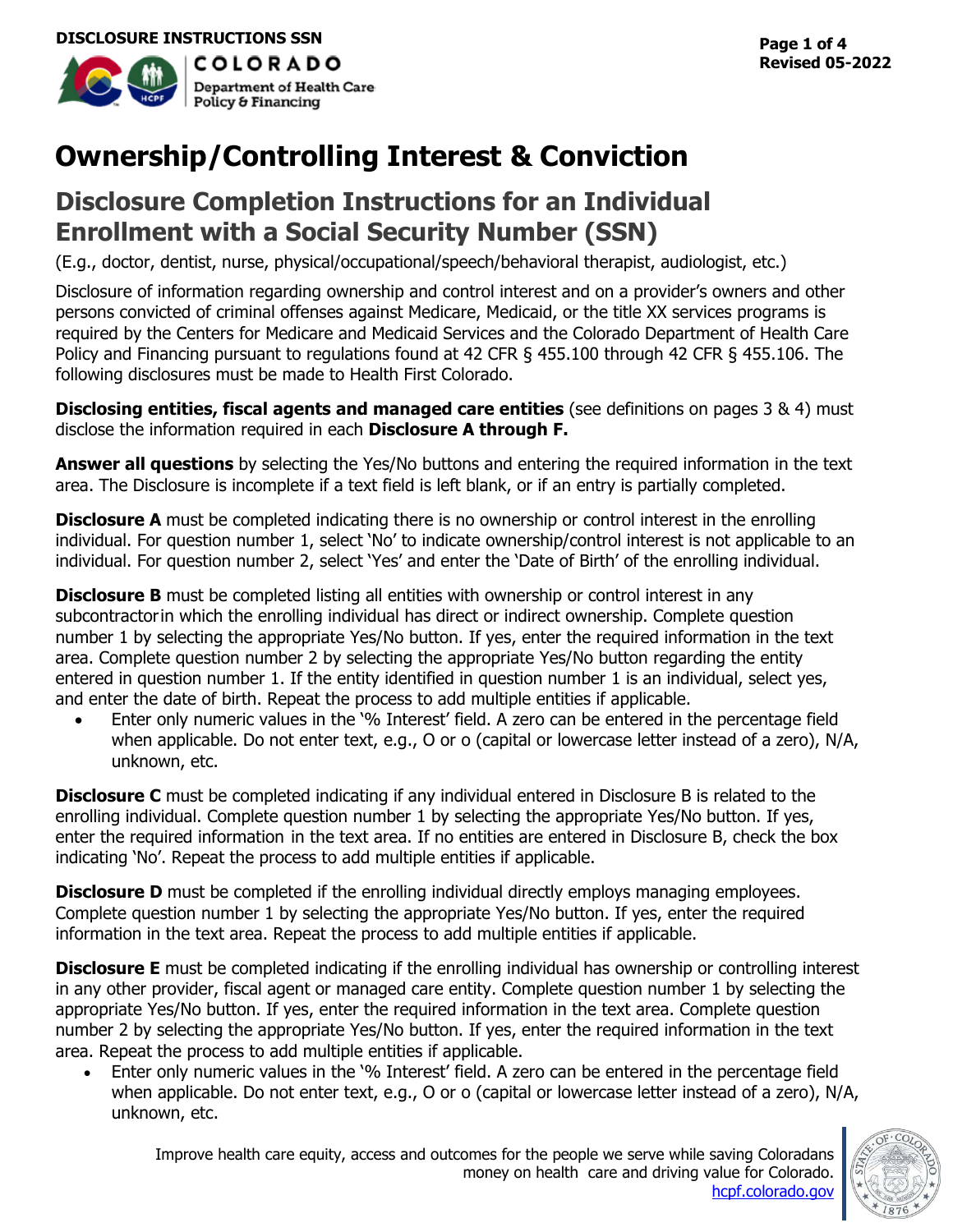DISCLOSURE INSTRUCTIONS SSN

COLORADO
Department of Health Care Policy & Financing

# Ownership/Controlling Interest & Conviction

## Disclosure Completion Instructions for an Individual Enrollment with a Social Security Number (SSN)

(E.g., doctor, dentist, nurse, physical/occupational/speech/behavioral therapist, audiologist, etc.)

Disclosure of information regarding ownership and control interest and on a provider's owners and other persons convicted of criminal offenses against Medicare, Medicaid, or the title XX services programs is required by the Centers for Medicare and Medicaid Services and the Colorado Department of Health Care Policy and Financing pursuant to regulations found at 42 CFR § 455.100 through 42 CFR § 455.106. The following disclosures must be made to Health First Colorado.

**Disclosing entities, fiscal agents and managed care entities** (see definitions on pages 3 & 4) must disclose the information required in each **Disclosure A through F.**

**Answer all questions** by selecting the Yes/No buttons and entering the required information in the text area. The Disclosure is incomplete if a text field is left blank, or if an entry is partially completed.

**Disclosure A** must be completed indicating there is no ownership or control interest in the enrolling individual. For question number 1, select 'No' to indicate ownership/control interest is not applicable to an individual. For question number 2, select 'Yes' and enter the 'Date of Birth' of the enrolling individual.

**Disclosure B** must be completed listing all entities with ownership or control interest in any subcontractorin which the enrolling individual has direct or indirect ownership. Complete question number 1 by selecting the appropriate Yes/No button. If yes, enter the required information in the text area. Complete question number 2 by selecting the appropriate Yes/No button regarding the entity entered in question number 1. If the entity identified in question number 1 is an individual, select yes, and enter the date of birth. Repeat the process to add multiple entities if applicable.

- Enter only numeric values in the '% Interest' field. A zero can be entered in the percentage field when applicable. Do not enter text, e.g., O or o (capital or lowercase letter instead of a zero), N/A, unknown, etc.

**Disclosure C** must be completed indicating if any individual entered in Disclosure B is related to the enrolling individual. Complete question number 1 by selecting the appropriate Yes/No button. If yes, enter the required information in the text area. If no entities are entered in Disclosure B, check the box indicating 'No'. Repeat the process to add multiple entities if applicable.

**Disclosure D** must be completed if the enrolling individual directly employs managing employees. Complete question number 1 by selecting the appropriate Yes/No button. If yes, enter the required information in the text area. Repeat the process to add multiple entities if applicable.

**Disclosure E** must be completed indicating if the enrolling individual has ownership or controlling interest in any other provider, fiscal agent or managed care entity. Complete question number 1 by selecting the appropriate Yes/No button. If yes, enter the required information in the text area. Complete question number 2 by selecting the appropriate Yes/No button. If yes, enter the required information in the text area. Repeat the process to add multiple entities if applicable.

- Enter only numeric values in the '% Interest' field. A zero can be entered in the percentage field when applicable. Do not enter text, e.g., O or o (capital or lowercase letter instead of a zero), N/A, unknown, etc.

Improve health care equity, access and outcomes for the people we serve while saving Coloradans money on health care and driving value for Colorado.
hcpf.colorado.gov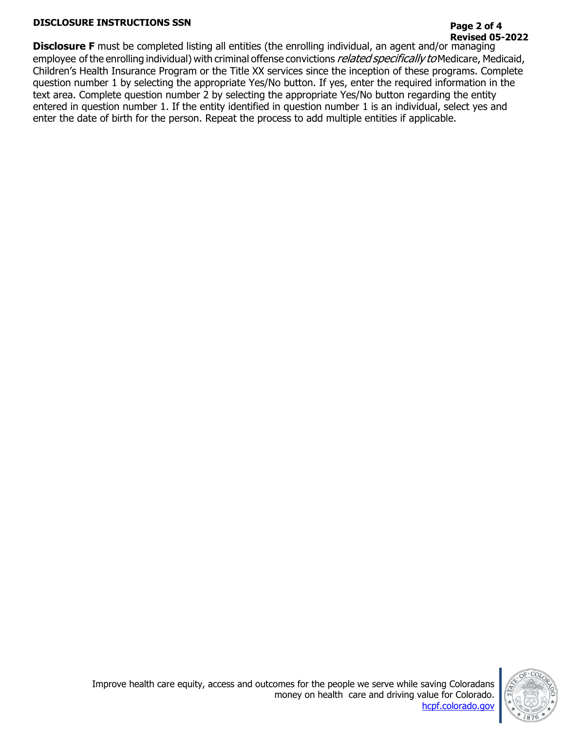**Disclosure F** must be completed listing all entities (the enrolling individual, an agent and/or managing employee of the enrolling individual) with criminal offense convictions *related specifically to* Medicare, Medicaid, Children's Health Insurance Program or the Title XX services since the inception of these programs. Complete question number 1 by selecting the appropriate Yes/No button. If yes, enter the required information in the text area. Complete question number 2 by selecting the appropriate Yes/No button regarding the entity entered in question number 1. If the entity identified in question number 1 is an individual, select yes and enter the date of birth for the person. Repeat the process to add multiple entities if applicable.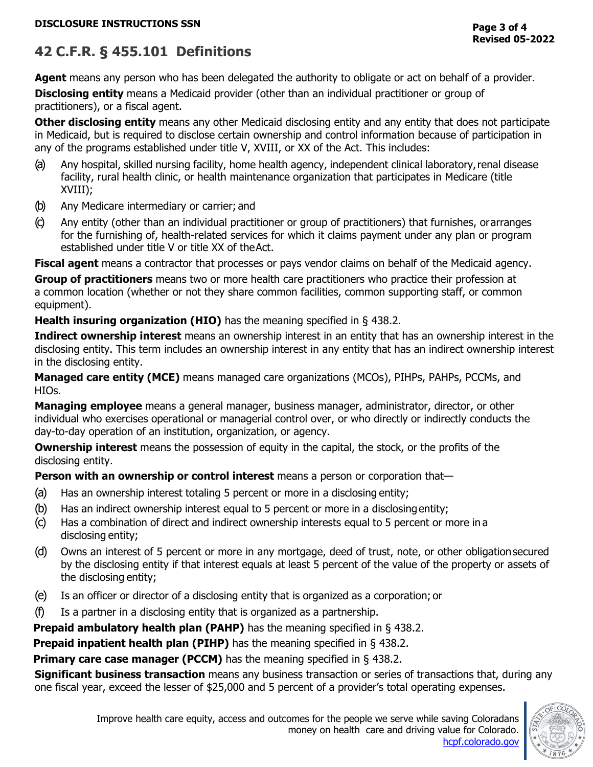# 42 C.F.R. § 455.101 Definitions

**Agent** means any person who has been delegated the authority to obligate or act on behalf of a provider.

**Disclosing entity** means a Medicaid provider (other than an individual practitioner or group of practitioners), or a fiscal agent.

**Other disclosing entity** means any other Medicaid disclosing entity and any entity that does not participate in Medicaid, but is required to disclose certain ownership and control information because of participation in any of the programs established under title V, XVIII, or XX of the Act. This includes:

- (a) Any hospital, skilled nursing facility, home health agency, independent clinical laboratory, renal disease facility, rural health clinic, or health maintenance organization that participates in Medicare (title XVIII);
- (b) Any Medicare intermediary or carrier; and
- (c) Any entity (other than an individual practitioner or group of practitioners) that furnishes, or arranges for the furnishing of, health-related services for which it claims payment under any plan or program established under title V or title XX of the Act.

**Fiscal agent** means a contractor that processes or pays vendor claims on behalf of the Medicaid agency.

**Group of practitioners** means two or more health care practitioners who practice their profession at a common location (whether or not they share common facilities, common supporting staff, or common equipment).

**Health insuring organization (HIO)** has the meaning specified in § 438.2.

**Indirect ownership interest** means an ownership interest in an entity that has an ownership interest in the disclosing entity. This term includes an ownership interest in any entity that has an indirect ownership interest in the disclosing entity.

**Managed care entity (MCE)** means managed care organizations (MCOs), PIHPs, PAHPs, PCCMs, and HIOs.

**Managing employee** means a general manager, business manager, administrator, director, or other individual who exercises operational or managerial control over, or who directly or indirectly conducts the day-to-day operation of an institution, organization, or agency.

**Ownership interest** means the possession of equity in the capital, the stock, or the profits of the disclosing entity.

**Person with an ownership or control interest** means a person or corporation that—

- (a) Has an ownership interest totaling 5 percent or more in a disclosing entity;
- (b) Has an indirect ownership interest equal to 5 percent or more in a disclosing entity;
- (c) Has a combination of direct and indirect ownership interests equal to 5 percent or more in a disclosing entity;
- (d) Owns an interest of 5 percent or more in any mortgage, deed of trust, note, or other obligation secured by the disclosing entity if that interest equals at least 5 percent of the value of the property or assets of the disclosing entity;
- (e) Is an officer or director of a disclosing entity that is organized as a corporation; or
- (f) Is a partner in a disclosing entity that is organized as a partnership.

**Prepaid ambulatory health plan (PAHP)** has the meaning specified in § 438.2.

**Prepaid inpatient health plan (PIHP)** has the meaning specified in § 438.2.

**Primary care case manager (PCCM)** has the meaning specified in § 438.2.

**Significant business transaction** means any business transaction or series of transactions that, during any one fiscal year, exceed the lesser of $25,000 and 5 percent of a provider's total operating expenses.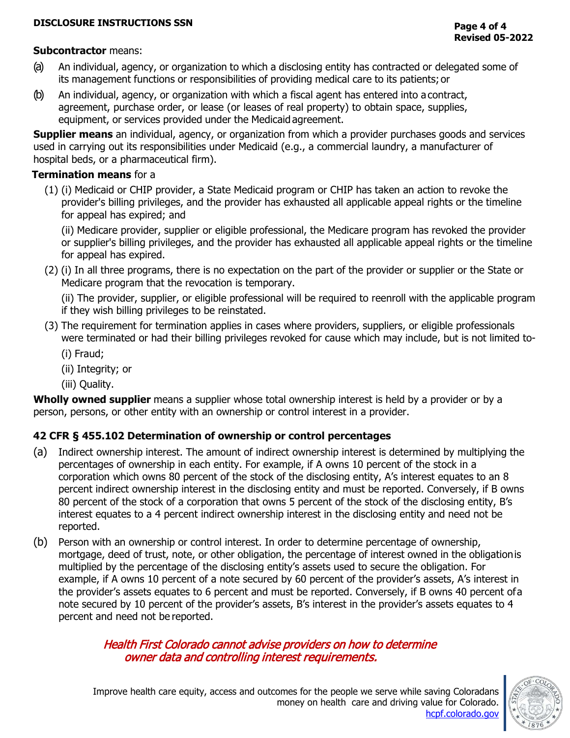**Subcontractor** means:

(a) An individual, agency, or organization to which a disclosing entity has contracted or delegated some of its management functions or responsibilities of providing medical care to its patients; or

(b) An individual, agency, or organization with which a fiscal agent has entered into a contract, agreement, purchase order, or lease (or leases of real property) to obtain space, supplies, equipment, or services provided under the Medicaid agreement.

**Supplier means** an individual, agency, or organization from which a provider purchases goods and services used in carrying out its responsibilities under Medicaid (e.g., a commercial laundry, a manufacturer of hospital beds, or a pharmaceutical firm).

**Termination means** for a

(1) (i) Medicaid or CHIP provider, a State Medicaid program or CHIP has taken an action to revoke the provider's billing privileges, and the provider has exhausted all applicable appeal rights or the timeline for appeal has expired; and

(ii) Medicare provider, supplier or eligible professional, the Medicare program has revoked the provider or supplier's billing privileges, and the provider has exhausted all applicable appeal rights or the timeline for appeal has expired.

(2) (i) In all three programs, there is no expectation on the part of the provider or supplier or the State or Medicare program that the revocation is temporary.

(ii) The provider, supplier, or eligible professional will be required to reenroll with the applicable program if they wish billing privileges to be reinstated.

(3) The requirement for termination applies in cases where providers, suppliers, or eligible professionals were terminated or had their billing privileges revoked for cause which may include, but is not limited to-

(i) Fraud;

(ii) Integrity; or

(iii) Quality.

**Wholly owned supplier** means a supplier whose total ownership interest is held by a provider or by a person, persons, or other entity with an ownership or control interest in a provider.

## 42 CFR § 455.102 Determination of ownership or control percentages

(a) Indirect ownership interest. The amount of indirect ownership interest is determined by multiplying the percentages of ownership in each entity. For example, if A owns 10 percent of the stock in a corporation which owns 80 percent of the stock of the disclosing entity, A's interest equates to an 8 percent indirect ownership interest in the disclosing entity and must be reported. Conversely, if B owns 80 percent of the stock of a corporation that owns 5 percent of the stock of the disclosing entity, B's interest equates to a 4 percent indirect ownership interest in the disclosing entity and need not be reported.

(b) Person with an ownership or control interest. In order to determine percentage of ownership, mortgage, deed of trust, note, or other obligation, the percentage of interest owned in the obligation is multiplied by the percentage of the disclosing entity's assets used to secure the obligation. For example, if A owns 10 percent of a note secured by 60 percent of the provider's assets, A's interest in the provider's assets equates to 6 percent and must be reported. Conversely, if B owns 40 percent of a note secured by 10 percent of the provider's assets, B's interest in the provider's assets equates to 4 percent and need not be reported.

*Health First Colorado cannot advise providers on how to determine owner data and controlling interest requirements.*

Improve health care equity, access and outcomes for the people we serve while saving Coloradans money on health care and driving value for Colorado.
hcpf.colorado.gov